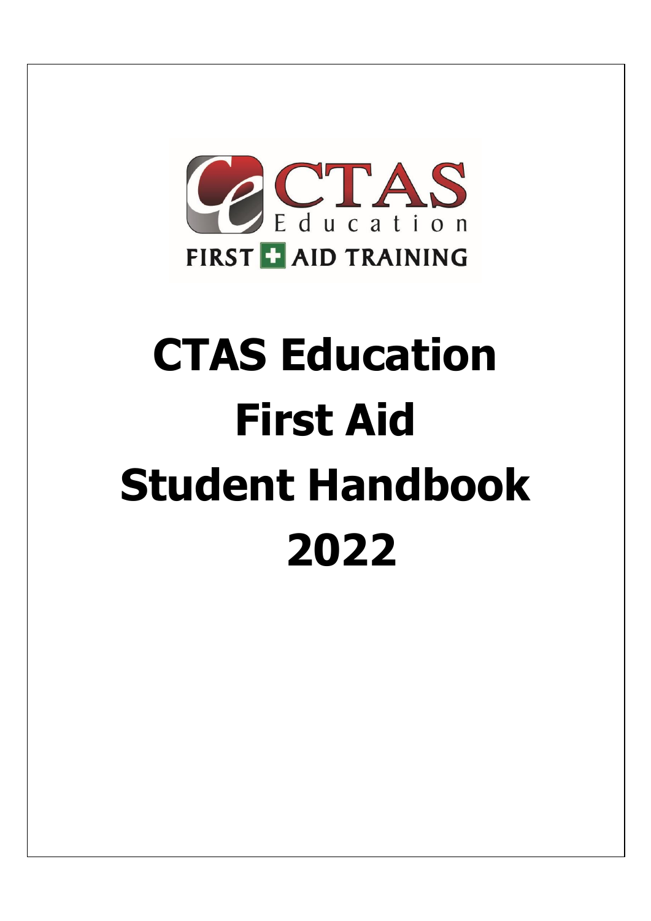CTAS Education

FIRST AID TRAINING

# CTAS Education First Aid Student Handbook 2022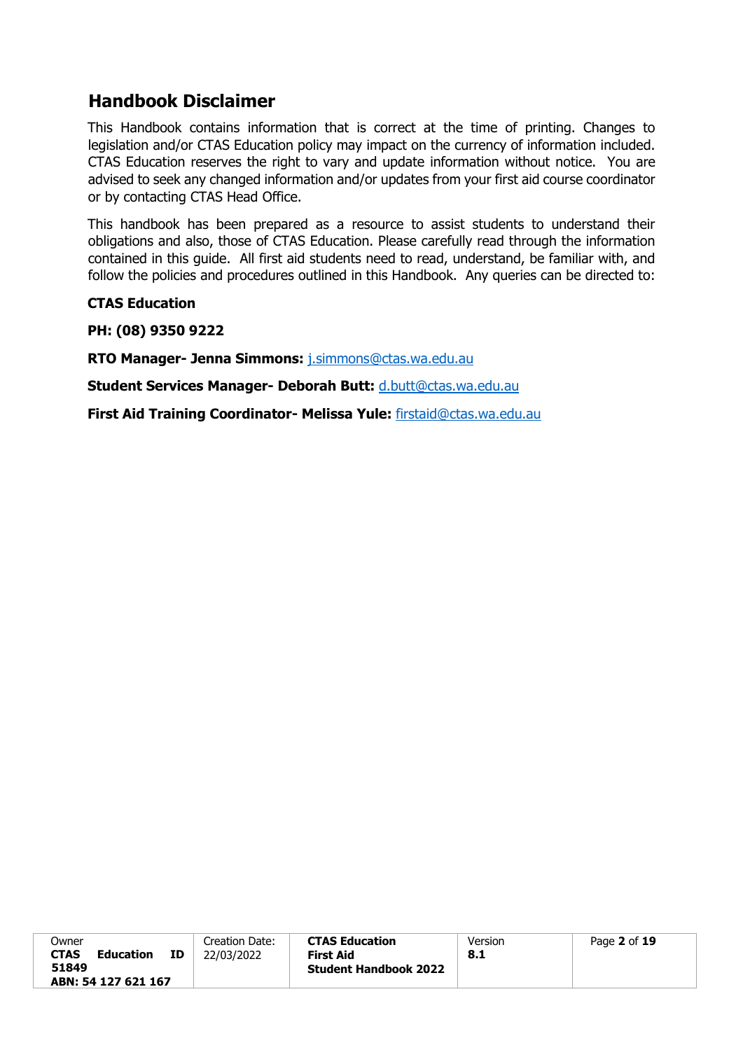## Handbook Disclaimer

This Handbook contains information that is correct at the time of printing. Changes to legislation and/or CTAS Education policy may impact on the currency of information included. CTAS Education reserves the right to vary and update information without notice. You are advised to seek any changed information and/or updates from your first aid course coordinator or by contacting CTAS Head Office.

This handbook has been prepared as a resource to assist students to understand their obligations and also, those of CTAS Education. Please carefully read through the information contained in this guide. All first aid students need to read, understand, be familiar with, and follow the policies and procedures outlined in this Handbook. Any queries can be directed to:

**CTAS Education**

**PH: (08) 9350 9222**

**RTO Manager- Jenna Simmons:** j.simmons@ctas.wa.edu.au

**Student Services Manager- Deborah Butt:** d.butt@ctas.wa.edu.au

**First Aid Training Coordinator- Melissa Yule:** firstaid@ctas.wa.edu.au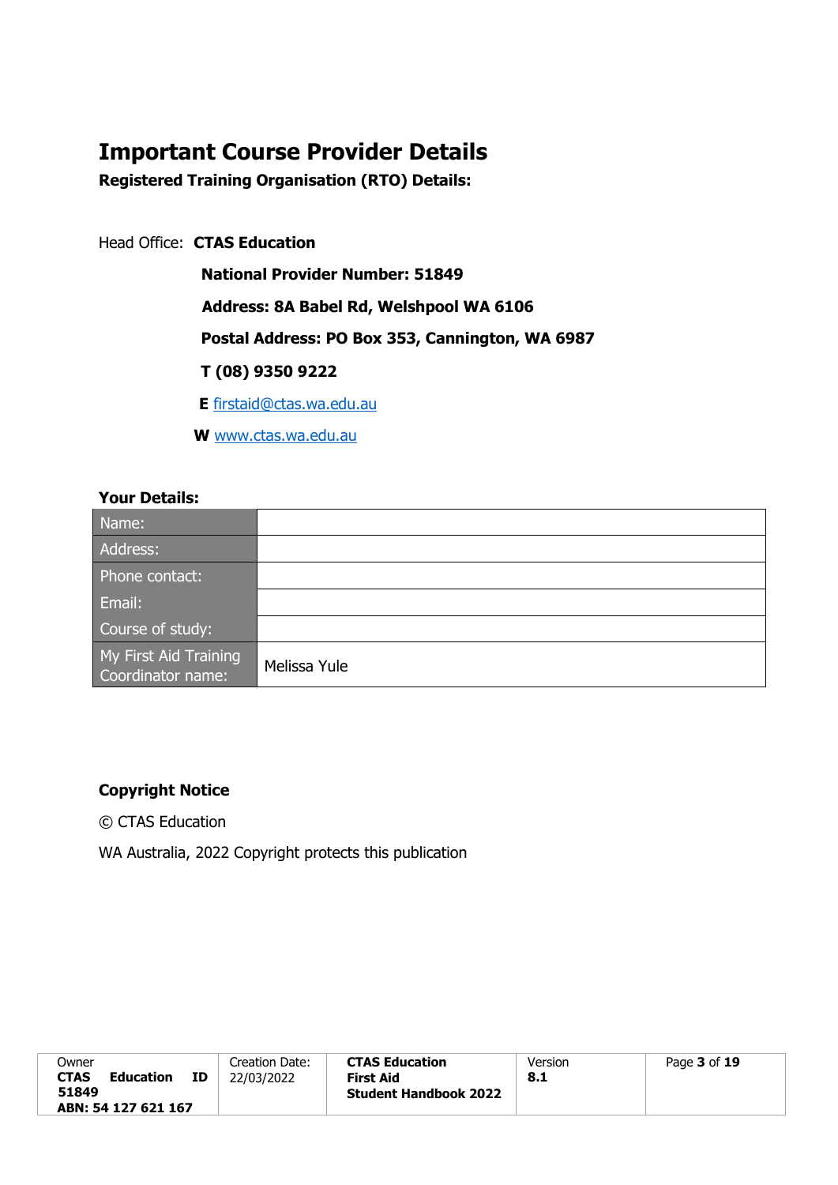# Important Course Provider Details

**Registered Training Organisation (RTO) Details:**

Head Office: **CTAS Education**

**National Provider Number: 51849**

**Address: 8A Babel Rd, Welshpool WA 6106**

**Postal Address: PO Box 353, Cannington, WA 6987**

**T (08) 9350 9222**

**E** firstaid@ctas.wa.edu.au

**W** www.ctas.wa.edu.au

**Your Details:**

| | |
|---|---|
| Name: | |
| Address: | |
| Phone contact: | |
| Email: | |
| Course of study: | |
| My First Aid Training Coordinator name: | Melissa Yule |

**Copyright Notice**

© CTAS Education

WA Australia, 2022 Copyright protects this publication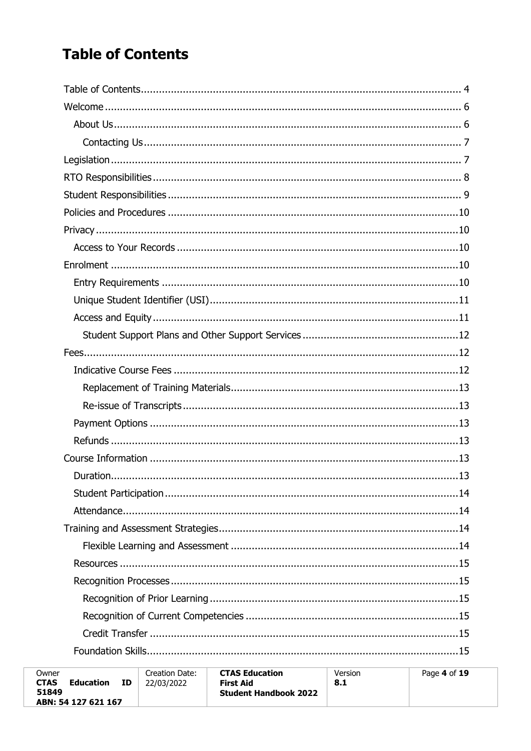# Table of Contents

- Table of Contents ........ 4
- Welcome ........ 6
  - About Us ........ 6
    - Contacting Us ........ 7
- Legislation ........ 7
- RTO Responsibilities ........ 8
- Student Responsibilities ........ 9
- Policies and Procedures ........ 10
- Privacy ........ 10
  - Access to Your Records ........ 10
- Enrolment ........ 10
  - Entry Requirements ........ 10
  - Unique Student Identifier (USI) ........ 11
  - Access and Equity ........ 11
    - Student Support Plans and Other Support Services ........ 12
- Fees ........ 12
  - Indicative Course Fees ........ 12
    - Replacement of Training Materials ........ 13
    - Re-issue of Transcripts ........ 13
  - Payment Options ........ 13
  - Refunds ........ 13
- Course Information ........ 13
  - Duration ........ 13
  - Student Participation ........ 14
  - Attendance ........ 14
- Training and Assessment Strategies ........ 14
    - Flexible Learning and Assessment ........ 14
  - Resources ........ 15
  - Recognition Processes ........ 15
    - Recognition of Prior Learning ........ 15
    - Recognition of Current Competencies ........ 15
    - Credit Transfer ........ 15
  - Foundation Skills ........ 15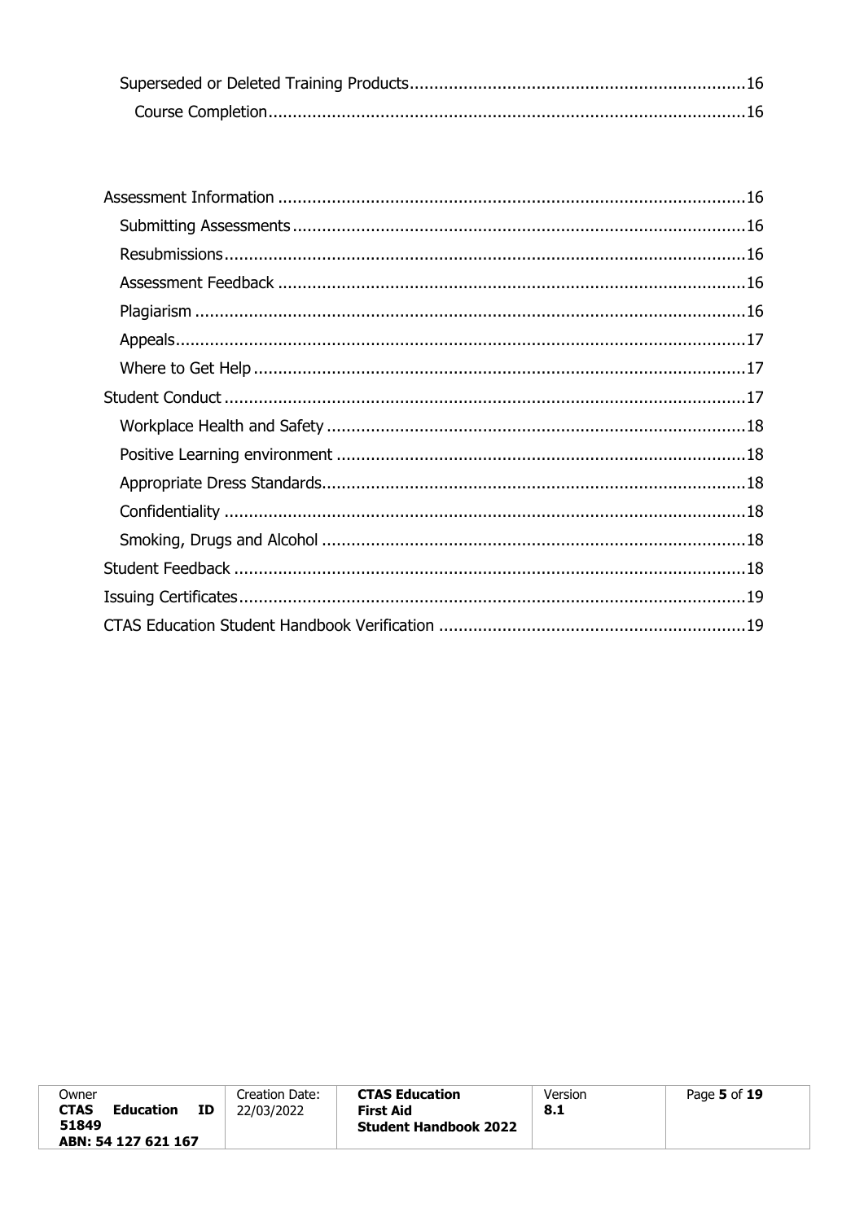- Superseded or Deleted Training Products .......... 16
  - Course Completion .......... 16

- Assessment Information .......... 16
  - Submitting Assessments .......... 16
  - Resubmissions .......... 16
  - Assessment Feedback .......... 16
  - Plagiarism .......... 16
  - Appeals .......... 17
  - Where to Get Help .......... 17
- Student Conduct .......... 17
  - Workplace Health and Safety .......... 18
  - Positive Learning environment .......... 18
  - Appropriate Dress Standards .......... 18
  - Confidentiality .......... 18
  - Smoking, Drugs and Alcohol .......... 18
- Student Feedback .......... 18
- Issuing Certificates .......... 19
- CTAS Education Student Handbook Verification .......... 19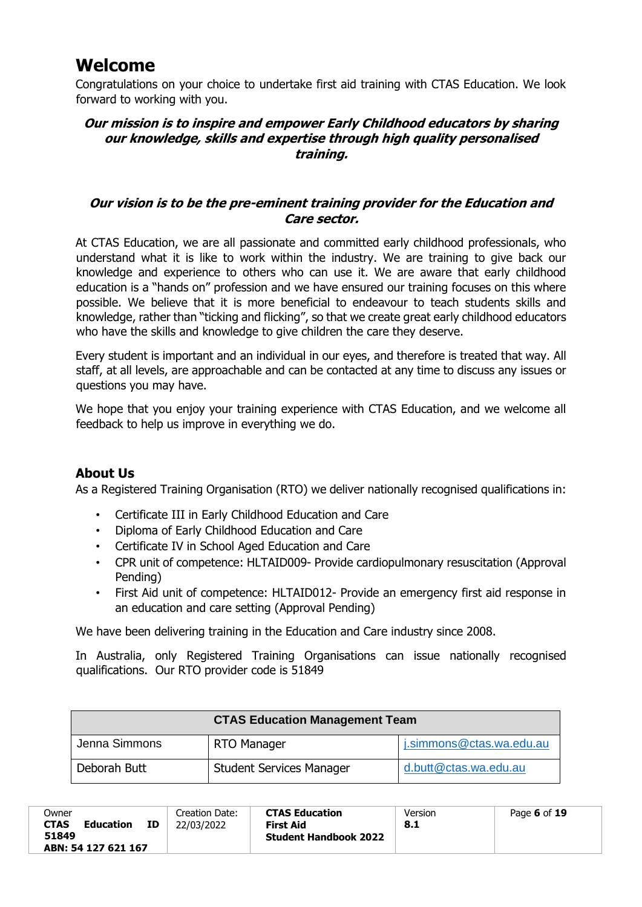# Welcome

Congratulations on your choice to undertake first aid training with CTAS Education. We look forward to working with you.

***Our mission is to inspire and empower Early Childhood educators by sharing our knowledge, skills and expertise through high quality personalised training.***

***Our vision is to be the pre-eminent training provider for the Education and Care sector.***

At CTAS Education, we are all passionate and committed early childhood professionals, who understand what it is like to work within the industry. We are training to give back our knowledge and experience to others who can use it. We are aware that early childhood education is a "hands on" profession and we have ensured our training focuses on this where possible. We believe that it is more beneficial to endeavour to teach students skills and knowledge, rather than "ticking and flicking", so that we create great early childhood educators who have the skills and knowledge to give children the care they deserve.

Every student is important and an individual in our eyes, and therefore is treated that way. All staff, at all levels, are approachable and can be contacted at any time to discuss any issues or questions you may have.

We hope that you enjoy your training experience with CTAS Education, and we welcome all feedback to help us improve in everything we do.

## About Us

As a Registered Training Organisation (RTO) we deliver nationally recognised qualifications in:

- Certificate III in Early Childhood Education and Care
- Diploma of Early Childhood Education and Care
- Certificate IV in School Aged Education and Care
- CPR unit of competence: HLTAID009- Provide cardiopulmonary resuscitation (Approval Pending)
- First Aid unit of competence: HLTAID012- Provide an emergency first aid response in an education and care setting (Approval Pending)

We have been delivering training in the Education and Care industry since 2008.

In Australia, only Registered Training Organisations can issue nationally recognised qualifications. Our RTO provider code is 51849

| CTAS Education Management Team | | |
|---|---|---|
| Jenna Simmons | RTO Manager | j.simmons@ctas.wa.edu.au |
| Deborah Butt | Student Services Manager | d.butt@ctas.wa.edu.au |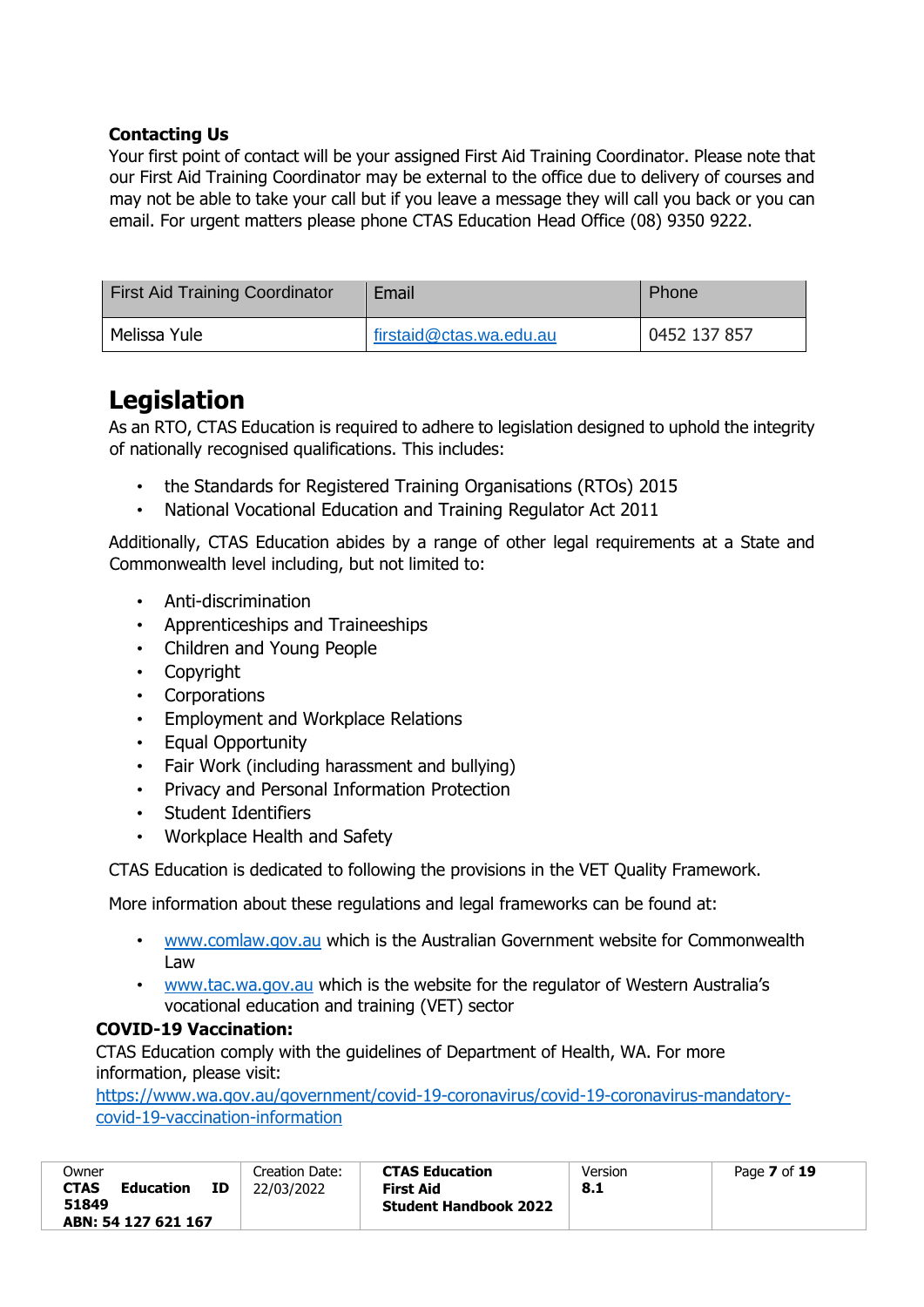**Contacting Us**

Your first point of contact will be your assigned First Aid Training Coordinator. Please note that our First Aid Training Coordinator may be external to the office due to delivery of courses and may not be able to take your call but if you leave a message they will call you back or you can email. For urgent matters please phone CTAS Education Head Office (08) 9350 9222.

| First Aid Training Coordinator | Email | Phone |
|---|---|---|
| Melissa Yule | firstaid@ctas.wa.edu.au | 0452 137 857 |

# Legislation

As an RTO, CTAS Education is required to adhere to legislation designed to uphold the integrity of nationally recognised qualifications. This includes:

- the Standards for Registered Training Organisations (RTOs) 2015
- National Vocational Education and Training Regulator Act 2011

Additionally, CTAS Education abides by a range of other legal requirements at a State and Commonwealth level including, but not limited to:

- Anti-discrimination
- Apprenticeships and Traineeships
- Children and Young People
- Copyright
- Corporations
- Employment and Workplace Relations
- Equal Opportunity
- Fair Work (including harassment and bullying)
- Privacy and Personal Information Protection
- Student Identifiers
- Workplace Health and Safety

CTAS Education is dedicated to following the provisions in the VET Quality Framework.

More information about these regulations and legal frameworks can be found at:

- www.comlaw.gov.au which is the Australian Government website for Commonwealth Law
- www.tac.wa.gov.au which is the website for the regulator of Western Australia's vocational education and training (VET) sector

**COVID-19 Vaccination:**

CTAS Education comply with the guidelines of Department of Health, WA. For more information, please visit:
https://www.wa.gov.au/government/covid-19-coronavirus/covid-19-coronavirus-mandatory-covid-19-vaccination-information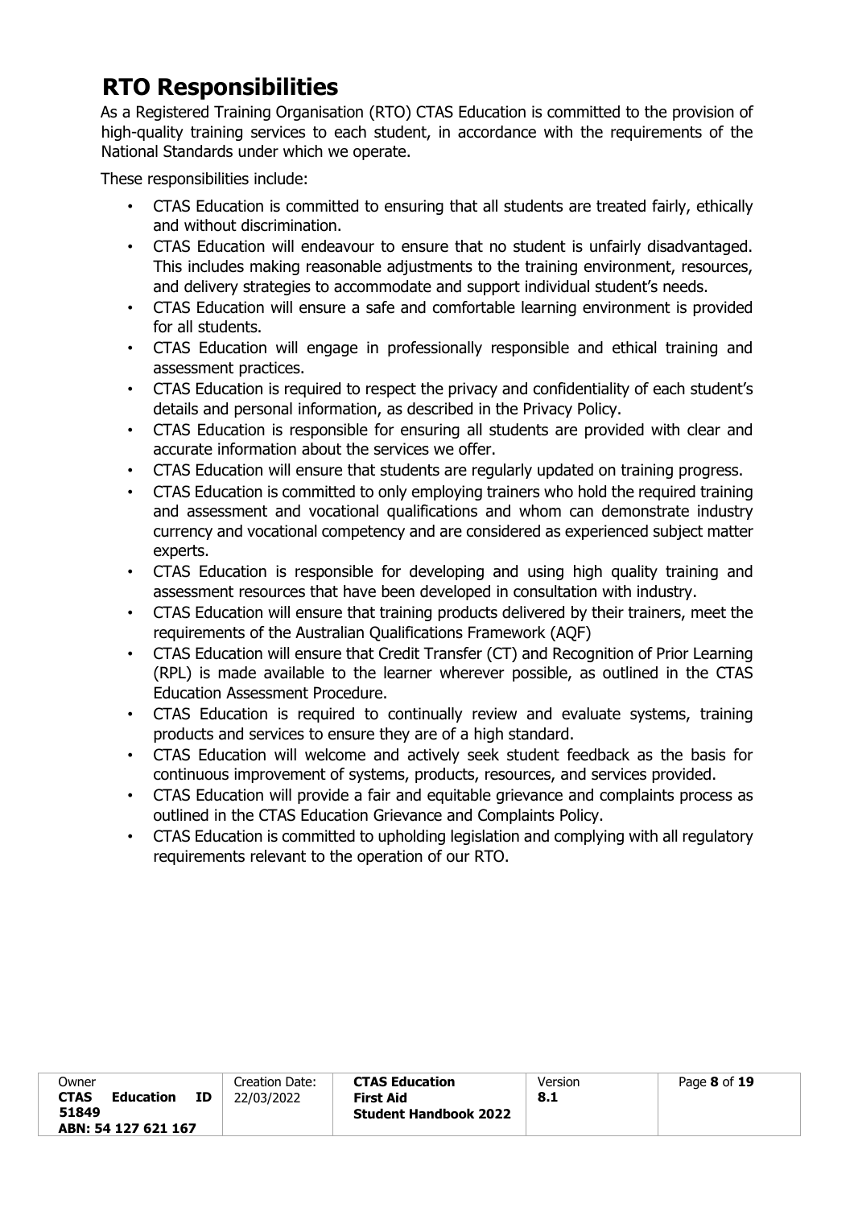# RTO Responsibilities

As a Registered Training Organisation (RTO) CTAS Education is committed to the provision of high-quality training services to each student, in accordance with the requirements of the National Standards under which we operate.

These responsibilities include:

- CTAS Education is committed to ensuring that all students are treated fairly, ethically and without discrimination.
- CTAS Education will endeavour to ensure that no student is unfairly disadvantaged. This includes making reasonable adjustments to the training environment, resources, and delivery strategies to accommodate and support individual student's needs.
- CTAS Education will ensure a safe and comfortable learning environment is provided for all students.
- CTAS Education will engage in professionally responsible and ethical training and assessment practices.
- CTAS Education is required to respect the privacy and confidentiality of each student's details and personal information, as described in the Privacy Policy.
- CTAS Education is responsible for ensuring all students are provided with clear and accurate information about the services we offer.
- CTAS Education will ensure that students are regularly updated on training progress.
- CTAS Education is committed to only employing trainers who hold the required training and assessment and vocational qualifications and whom can demonstrate industry currency and vocational competency and are considered as experienced subject matter experts.
- CTAS Education is responsible for developing and using high quality training and assessment resources that have been developed in consultation with industry.
- CTAS Education will ensure that training products delivered by their trainers, meet the requirements of the Australian Qualifications Framework (AQF)
- CTAS Education will ensure that Credit Transfer (CT) and Recognition of Prior Learning (RPL) is made available to the learner wherever possible, as outlined in the CTAS Education Assessment Procedure.
- CTAS Education is required to continually review and evaluate systems, training products and services to ensure they are of a high standard.
- CTAS Education will welcome and actively seek student feedback as the basis for continuous improvement of systems, products, resources, and services provided.
- CTAS Education will provide a fair and equitable grievance and complaints process as outlined in the CTAS Education Grievance and Complaints Policy.
- CTAS Education is committed to upholding legislation and complying with all regulatory requirements relevant to the operation of our RTO.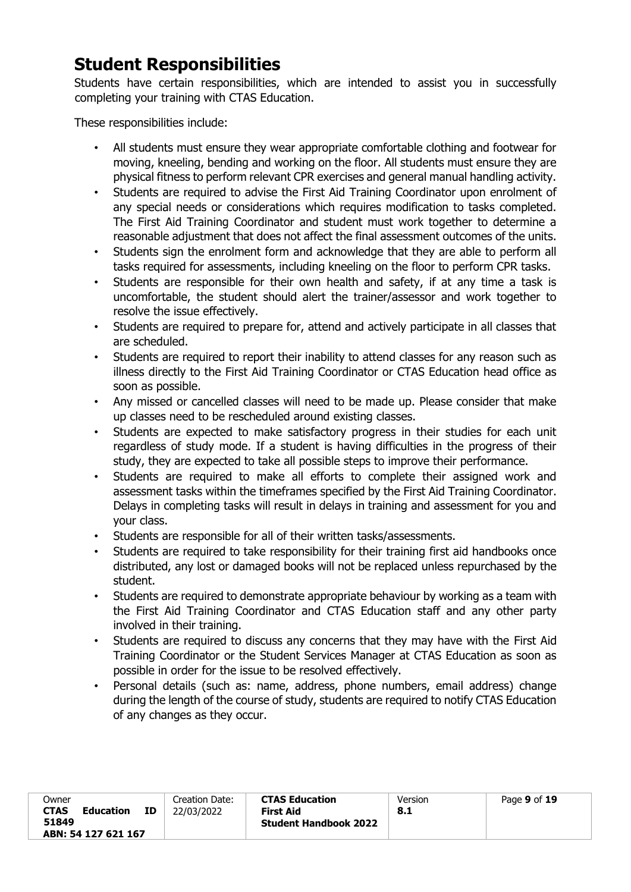## Student Responsibilities

Students have certain responsibilities, which are intended to assist you in successfully completing your training with CTAS Education.

These responsibilities include:

- All students must ensure they wear appropriate comfortable clothing and footwear for moving, kneeling, bending and working on the floor. All students must ensure they are physical fitness to perform relevant CPR exercises and general manual handling activity.
- Students are required to advise the First Aid Training Coordinator upon enrolment of any special needs or considerations which requires modification to tasks completed. The First Aid Training Coordinator and student must work together to determine a reasonable adjustment that does not affect the final assessment outcomes of the units.
- Students sign the enrolment form and acknowledge that they are able to perform all tasks required for assessments, including kneeling on the floor to perform CPR tasks.
- Students are responsible for their own health and safety, if at any time a task is uncomfortable, the student should alert the trainer/assessor and work together to resolve the issue effectively.
- Students are required to prepare for, attend and actively participate in all classes that are scheduled.
- Students are required to report their inability to attend classes for any reason such as illness directly to the First Aid Training Coordinator or CTAS Education head office as soon as possible.
- Any missed or cancelled classes will need to be made up. Please consider that make up classes need to be rescheduled around existing classes.
- Students are expected to make satisfactory progress in their studies for each unit regardless of study mode. If a student is having difficulties in the progress of their study, they are expected to take all possible steps to improve their performance.
- Students are required to make all efforts to complete their assigned work and assessment tasks within the timeframes specified by the First Aid Training Coordinator. Delays in completing tasks will result in delays in training and assessment for you and your class.
- Students are responsible for all of their written tasks/assessments.
- Students are required to take responsibility for their training first aid handbooks once distributed, any lost or damaged books will not be replaced unless repurchased by the student.
- Students are required to demonstrate appropriate behaviour by working as a team with the First Aid Training Coordinator and CTAS Education staff and any other party involved in their training.
- Students are required to discuss any concerns that they may have with the First Aid Training Coordinator or the Student Services Manager at CTAS Education as soon as possible in order for the issue to be resolved effectively.
- Personal details (such as: name, address, phone numbers, email address) change during the length of the course of study, students are required to notify CTAS Education of any changes as they occur.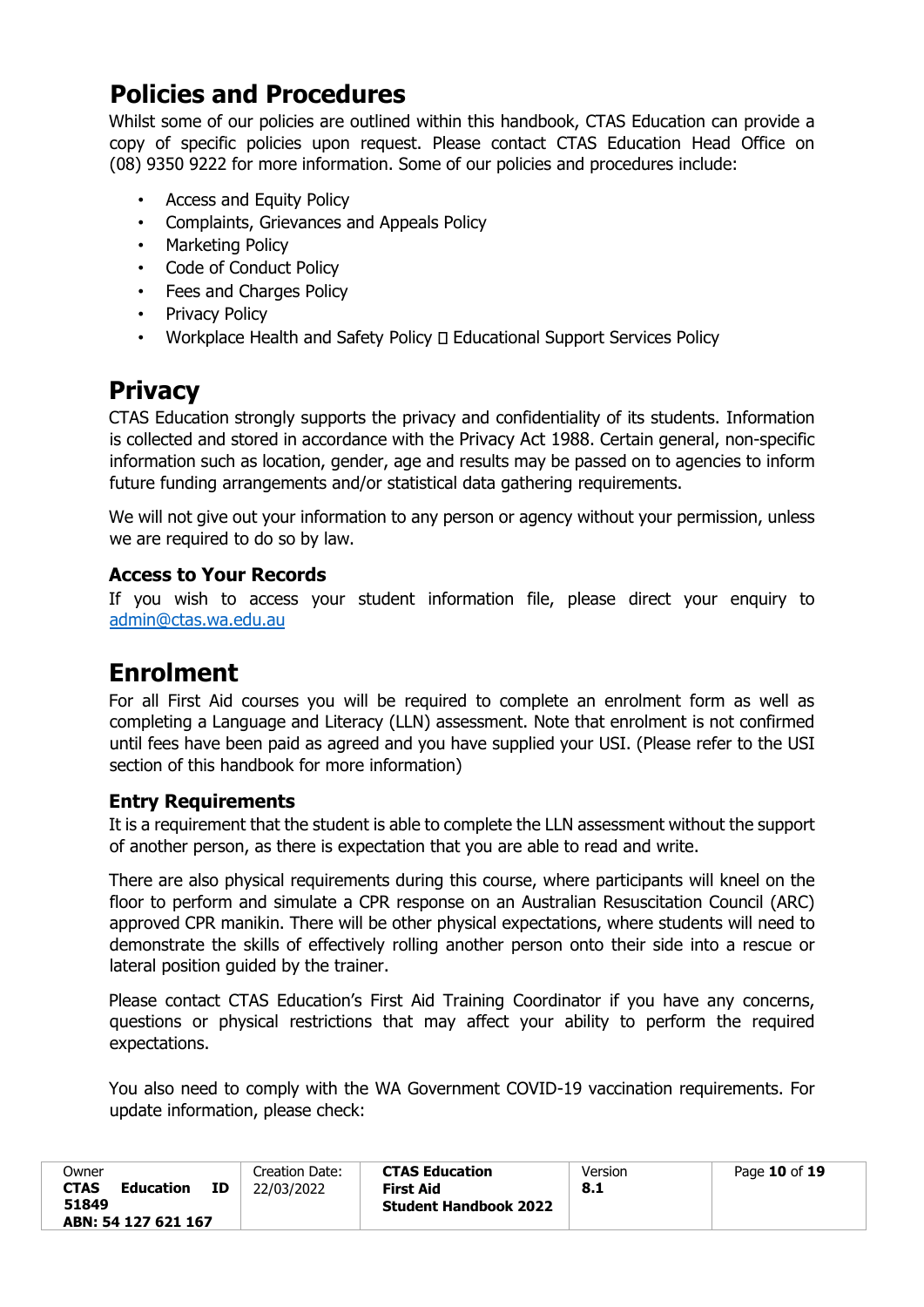## Policies and Procedures

Whilst some of our policies are outlined within this handbook, CTAS Education can provide a copy of specific policies upon request. Please contact CTAS Education Head Office on (08) 9350 9222 for more information. Some of our policies and procedures include:

- Access and Equity Policy
- Complaints, Grievances and Appeals Policy
- Marketing Policy
- Code of Conduct Policy
- Fees and Charges Policy
- Privacy Policy
- Workplace Health and Safety Policy  Educational Support Services Policy

## Privacy

CTAS Education strongly supports the privacy and confidentiality of its students. Information is collected and stored in accordance with the Privacy Act 1988. Certain general, non-specific information such as location, gender, age and results may be passed on to agencies to inform future funding arrangements and/or statistical data gathering requirements.

We will not give out your information to any person or agency without your permission, unless we are required to do so by law.

### Access to Your Records

If you wish to access your student information file, please direct your enquiry to admin@ctas.wa.edu.au

## Enrolment

For all First Aid courses you will be required to complete an enrolment form as well as completing a Language and Literacy (LLN) assessment. Note that enrolment is not confirmed until fees have been paid as agreed and you have supplied your USI. (Please refer to the USI section of this handbook for more information)

### Entry Requirements

It is a requirement that the student is able to complete the LLN assessment without the support of another person, as there is expectation that you are able to read and write.

There are also physical requirements during this course, where participants will kneel on the floor to perform and simulate a CPR response on an Australian Resuscitation Council (ARC) approved CPR manikin. There will be other physical expectations, where students will need to demonstrate the skills of effectively rolling another person onto their side into a rescue or lateral position guided by the trainer.

Please contact CTAS Education's First Aid Training Coordinator if you have any concerns, questions or physical restrictions that may affect your ability to perform the required expectations.

You also need to comply with the WA Government COVID-19 vaccination requirements. For update information, please check: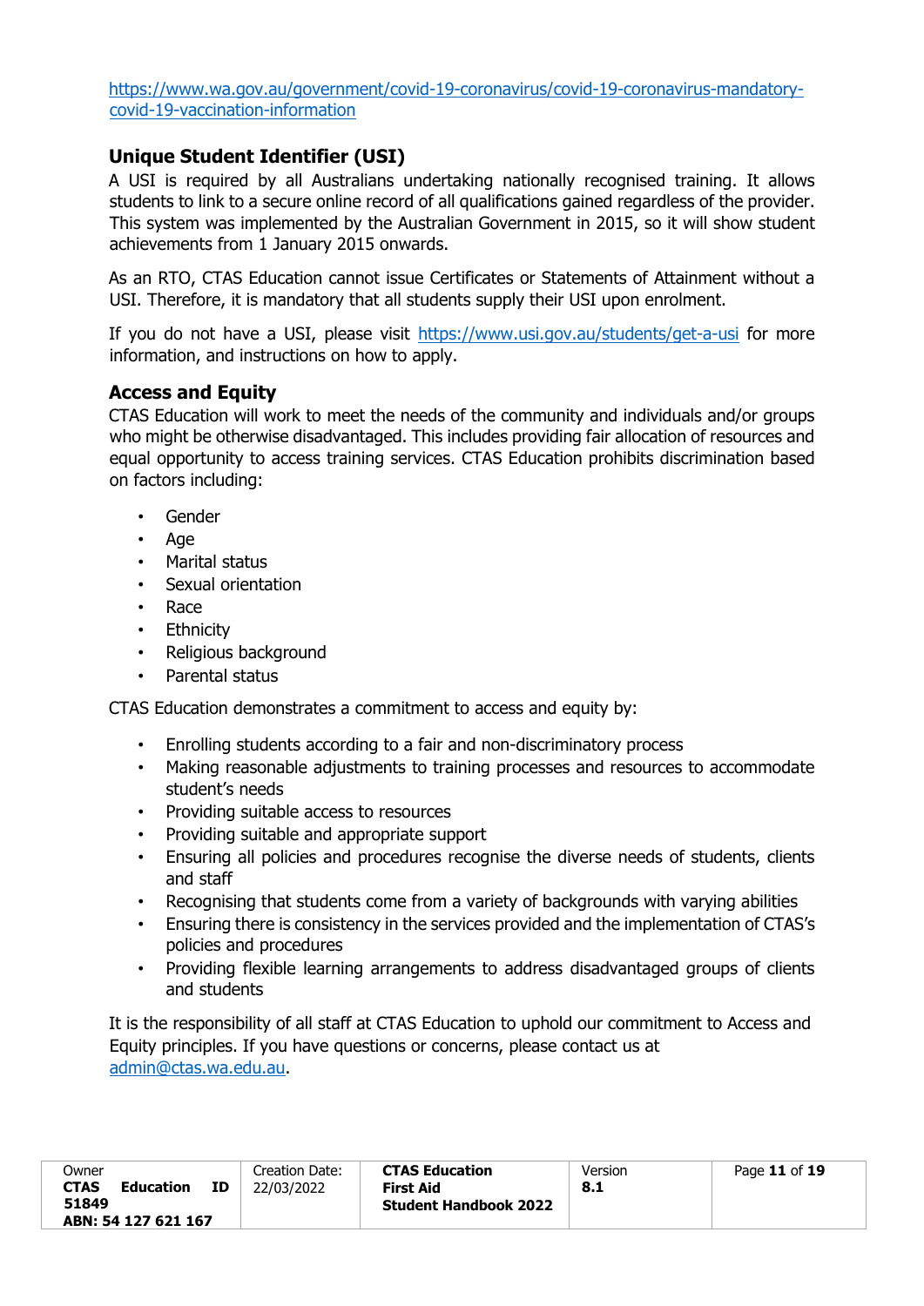https://www.wa.gov.au/government/covid-19-coronavirus/covid-19-coronavirus-mandatory-covid-19-vaccination-information

## Unique Student Identifier (USI)

A USI is required by all Australians undertaking nationally recognised training. It allows students to link to a secure online record of all qualifications gained regardless of the provider. This system was implemented by the Australian Government in 2015, so it will show student achievements from 1 January 2015 onwards.

As an RTO, CTAS Education cannot issue Certificates or Statements of Attainment without a USI. Therefore, it is mandatory that all students supply their USI upon enrolment.

If you do not have a USI, please visit https://www.usi.gov.au/students/get-a-usi for more information, and instructions on how to apply.

## Access and Equity

CTAS Education will work to meet the needs of the community and individuals and/or groups who might be otherwise disadvantaged. This includes providing fair allocation of resources and equal opportunity to access training services. CTAS Education prohibits discrimination based on factors including:

- Gender
- Age
- Marital status
- Sexual orientation
- Race
- Ethnicity
- Religious background
- Parental status

CTAS Education demonstrates a commitment to access and equity by:

- Enrolling students according to a fair and non-discriminatory process
- Making reasonable adjustments to training processes and resources to accommodate student's needs
- Providing suitable access to resources
- Providing suitable and appropriate support
- Ensuring all policies and procedures recognise the diverse needs of students, clients and staff
- Recognising that students come from a variety of backgrounds with varying abilities
- Ensuring there is consistency in the services provided and the implementation of CTAS's policies and procedures
- Providing flexible learning arrangements to address disadvantaged groups of clients and students

It is the responsibility of all staff at CTAS Education to uphold our commitment to Access and Equity principles. If you have questions or concerns, please contact us at admin@ctas.wa.edu.au.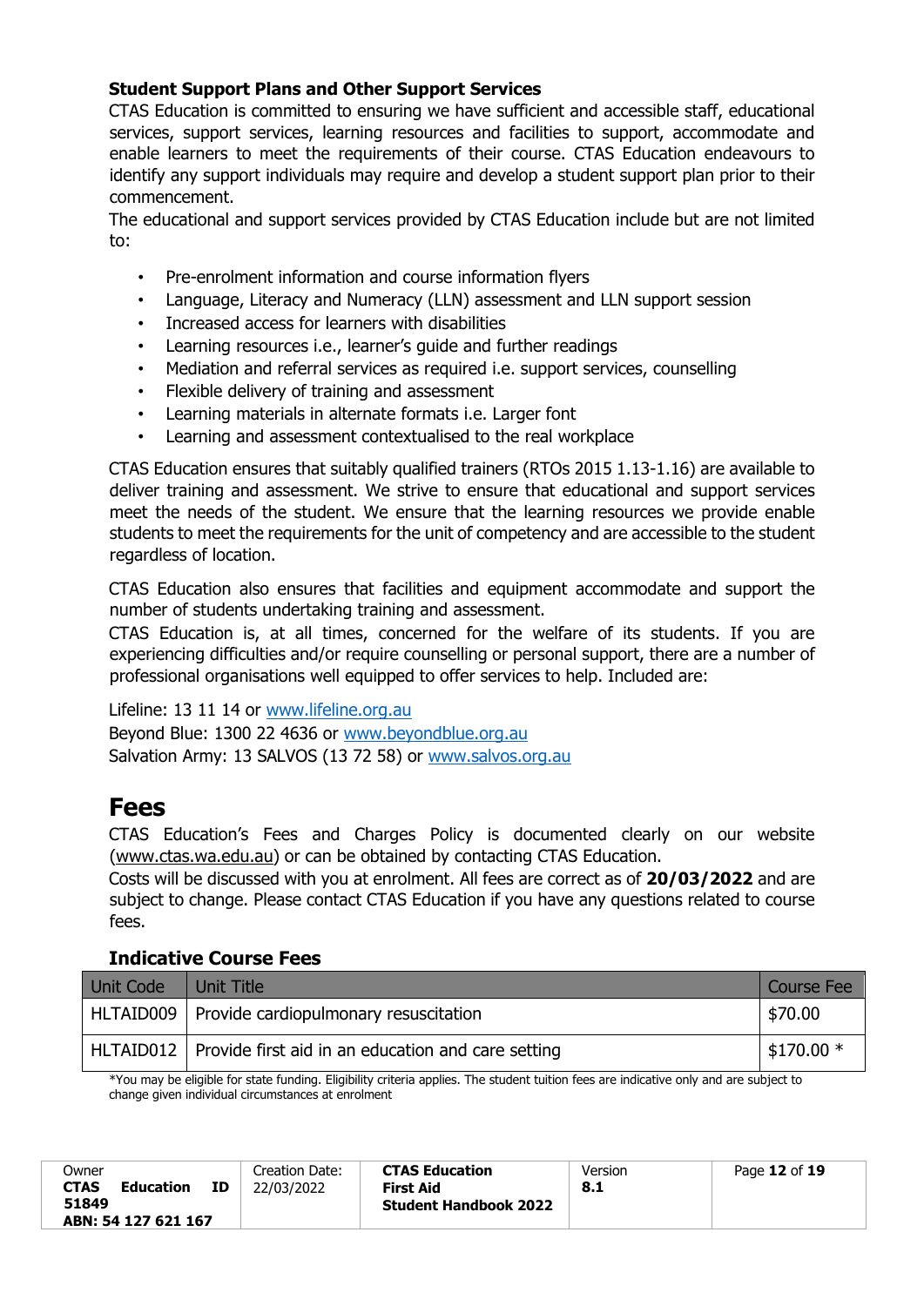### Student Support Plans and Other Support Services

CTAS Education is committed to ensuring we have sufficient and accessible staff, educational services, support services, learning resources and facilities to support, accommodate and enable learners to meet the requirements of their course. CTAS Education endeavours to identify any support individuals may require and develop a student support plan prior to their commencement.

The educational and support services provided by CTAS Education include but are not limited to:

- Pre-enrolment information and course information flyers
- Language, Literacy and Numeracy (LLN) assessment and LLN support session
- Increased access for learners with disabilities
- Learning resources i.e., learner's guide and further readings
- Mediation and referral services as required i.e. support services, counselling
- Flexible delivery of training and assessment
- Learning materials in alternate formats i.e. Larger font
- Learning and assessment contextualised to the real workplace

CTAS Education ensures that suitably qualified trainers (RTOs 2015 1.13-1.16) are available to deliver training and assessment. We strive to ensure that educational and support services meet the needs of the student. We ensure that the learning resources we provide enable students to meet the requirements for the unit of competency and are accessible to the student regardless of location.

CTAS Education also ensures that facilities and equipment accommodate and support the number of students undertaking training and assessment.

CTAS Education is, at all times, concerned for the welfare of its students. If you are experiencing difficulties and/or require counselling or personal support, there are a number of professional organisations well equipped to offer services to help. Included are:

Lifeline: 13 11 14 or www.lifeline.org.au
Beyond Blue: 1300 22 4636 or www.beyondblue.org.au
Salvation Army: 13 SALVOS (13 72 58) or www.salvos.org.au

# Fees

CTAS Education's Fees and Charges Policy is documented clearly on our website (www.ctas.wa.edu.au) or can be obtained by contacting CTAS Education.

Costs will be discussed with you at enrolment. All fees are correct as of **20/03/2022** and are subject to change. Please contact CTAS Education if you have any questions related to course fees.

### Indicative Course Fees

| Unit Code | Unit Title | Course Fee |
|---|---|---|
| HLTAID009 | Provide cardiopulmonary resuscitation | $70.00 |
| HLTAID012 | Provide first aid in an education and care setting | $170.00 * |

*You may be eligible for state funding. Eligibility criteria applies. The student tuition fees are indicative only and are subject to change given individual circumstances at enrolment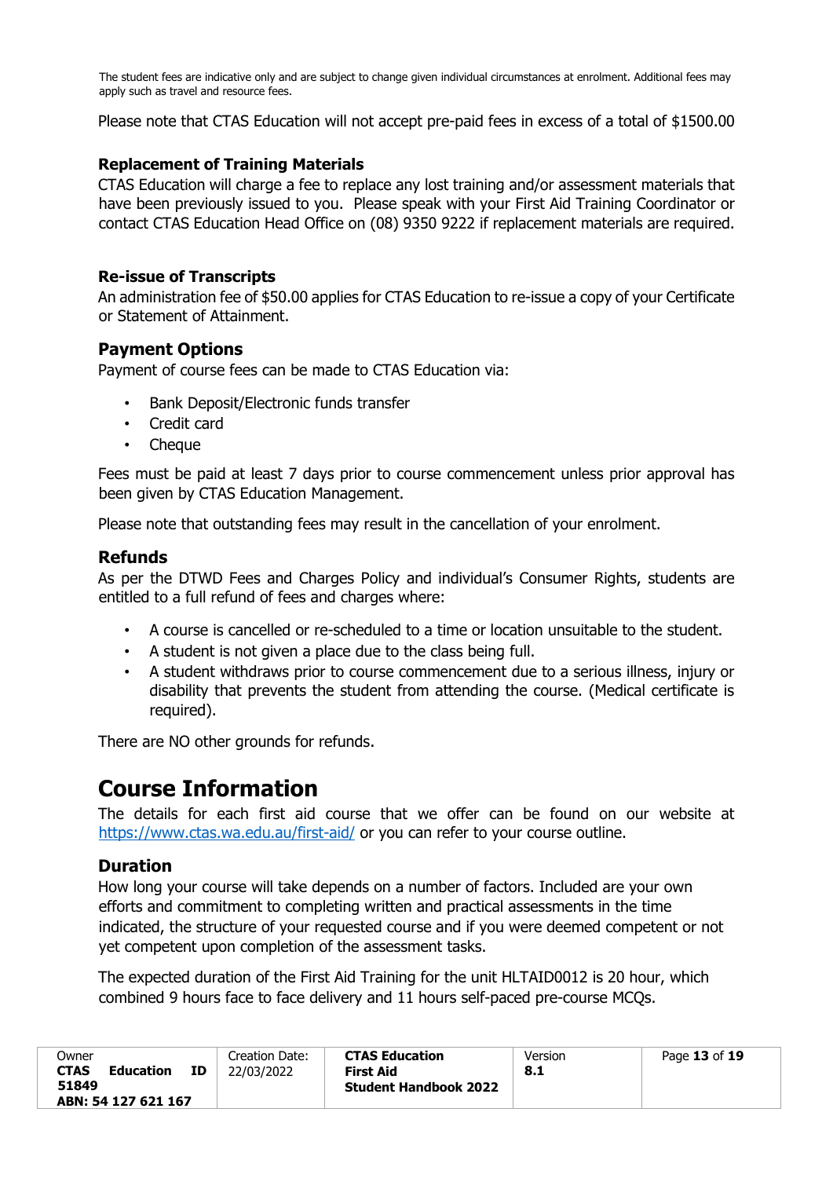The student fees are indicative only and are subject to change given individual circumstances at enrolment. Additional fees may apply such as travel and resource fees.

Please note that CTAS Education will not accept pre-paid fees in excess of a total of $1500.00

### Replacement of Training Materials

CTAS Education will charge a fee to replace any lost training and/or assessment materials that have been previously issued to you. Please speak with your First Aid Training Coordinator or contact CTAS Education Head Office on (08) 9350 9222 if replacement materials are required.

### Re-issue of Transcripts

An administration fee of $50.00 applies for CTAS Education to re-issue a copy of your Certificate or Statement of Attainment.

## Payment Options

Payment of course fees can be made to CTAS Education via:

- Bank Deposit/Electronic funds transfer
- Credit card
- Cheque

Fees must be paid at least 7 days prior to course commencement unless prior approval has been given by CTAS Education Management.

Please note that outstanding fees may result in the cancellation of your enrolment.

## Refunds

As per the DTWD Fees and Charges Policy and individual's Consumer Rights, students are entitled to a full refund of fees and charges where:

- A course is cancelled or re-scheduled to a time or location unsuitable to the student.
- A student is not given a place due to the class being full.
- A student withdraws prior to course commencement due to a serious illness, injury or disability that prevents the student from attending the course. (Medical certificate is required).

There are NO other grounds for refunds.

# Course Information

The details for each first aid course that we offer can be found on our website at https://www.ctas.wa.edu.au/first-aid/ or you can refer to your course outline.

## Duration

How long your course will take depends on a number of factors. Included are your own efforts and commitment to completing written and practical assessments in the time indicated, the structure of your requested course and if you were deemed competent or not yet competent upon completion of the assessment tasks.

The expected duration of the First Aid Training for the unit HLTAID0012 is 20 hour, which combined 9 hours face to face delivery and 11 hours self-paced pre-course MCQs.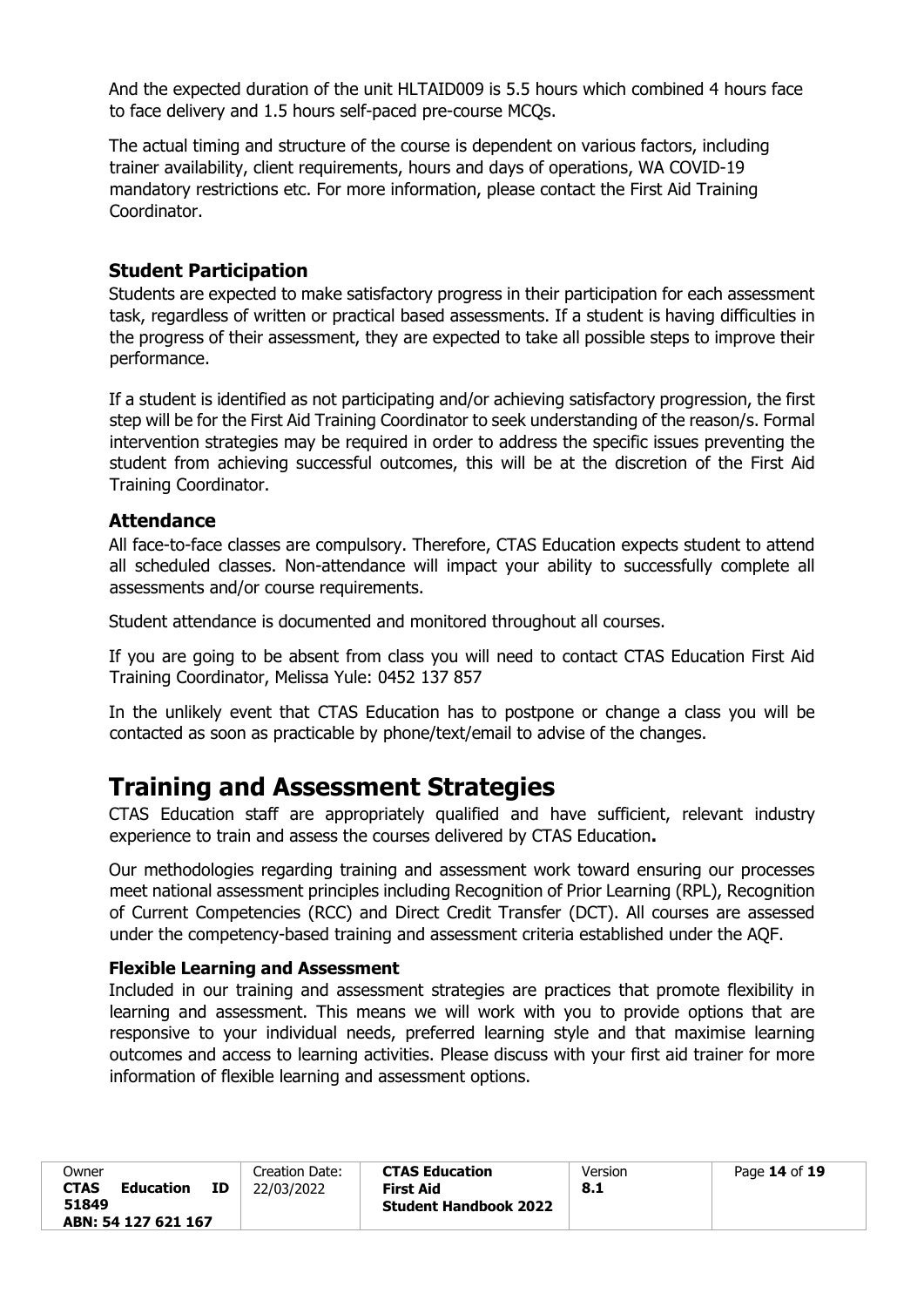And the expected duration of the unit HLTAID009 is 5.5 hours which combined 4 hours face to face delivery and 1.5 hours self-paced pre-course MCQs.

The actual timing and structure of the course is dependent on various factors, including trainer availability, client requirements, hours and days of operations, WA COVID-19 mandatory restrictions etc. For more information, please contact the First Aid Training Coordinator.

## Student Participation

Students are expected to make satisfactory progress in their participation for each assessment task, regardless of written or practical based assessments. If a student is having difficulties in the progress of their assessment, they are expected to take all possible steps to improve their performance.

If a student is identified as not participating and/or achieving satisfactory progression, the first step will be for the First Aid Training Coordinator to seek understanding of the reason/s. Formal intervention strategies may be required in order to address the specific issues preventing the student from achieving successful outcomes, this will be at the discretion of the First Aid Training Coordinator.

## Attendance

All face-to-face classes are compulsory. Therefore, CTAS Education expects student to attend all scheduled classes. Non-attendance will impact your ability to successfully complete all assessments and/or course requirements.

Student attendance is documented and monitored throughout all courses.

If you are going to be absent from class you will need to contact CTAS Education First Aid Training Coordinator, Melissa Yule: 0452 137 857

In the unlikely event that CTAS Education has to postpone or change a class you will be contacted as soon as practicable by phone/text/email to advise of the changes.

# Training and Assessment Strategies

CTAS Education staff are appropriately qualified and have sufficient, relevant industry experience to train and assess the courses delivered by CTAS Education**.**

Our methodologies regarding training and assessment work toward ensuring our processes meet national assessment principles including Recognition of Prior Learning (RPL), Recognition of Current Competencies (RCC) and Direct Credit Transfer (DCT). All courses are assessed under the competency-based training and assessment criteria established under the AQF.

### Flexible Learning and Assessment

Included in our training and assessment strategies are practices that promote flexibility in learning and assessment. This means we will work with you to provide options that are responsive to your individual needs, preferred learning style and that maximise learning outcomes and access to learning activities. Please discuss with your first aid trainer for more information of flexible learning and assessment options.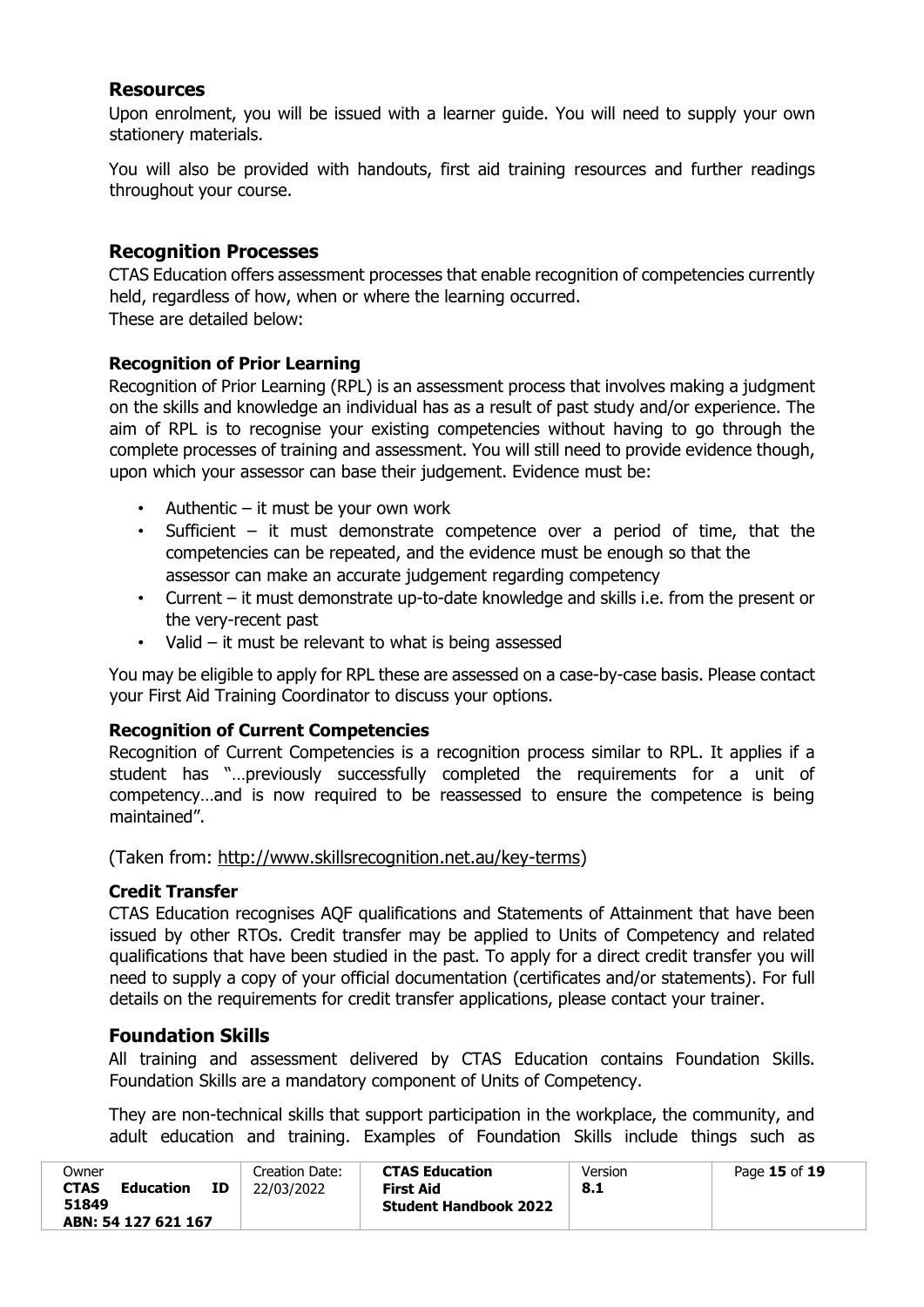## Resources

Upon enrolment, you will be issued with a learner guide. You will need to supply your own stationery materials.

You will also be provided with handouts, first aid training resources and further readings throughout your course.

## Recognition Processes

CTAS Education offers assessment processes that enable recognition of competencies currently held, regardless of how, when or where the learning occurred.
These are detailed below:

### Recognition of Prior Learning

Recognition of Prior Learning (RPL) is an assessment process that involves making a judgment on the skills and knowledge an individual has as a result of past study and/or experience. The aim of RPL is to recognise your existing competencies without having to go through the complete processes of training and assessment. You will still need to provide evidence though, upon which your assessor can base their judgement. Evidence must be:

- Authentic – it must be your own work
- Sufficient – it must demonstrate competence over a period of time, that the competencies can be repeated, and the evidence must be enough so that the assessor can make an accurate judgement regarding competency
- Current – it must demonstrate up-to-date knowledge and skills i.e. from the present or the very-recent past
- Valid – it must be relevant to what is being assessed

You may be eligible to apply for RPL these are assessed on a case-by-case basis. Please contact your First Aid Training Coordinator to discuss your options.

### Recognition of Current Competencies

Recognition of Current Competencies is a recognition process similar to RPL. It applies if a student has "…previously successfully completed the requirements for a unit of competency…and is now required to be reassessed to ensure the competence is being maintained".

(Taken from: http://www.skillsrecognition.net.au/key-terms)

### Credit Transfer

CTAS Education recognises AQF qualifications and Statements of Attainment that have been issued by other RTOs. Credit transfer may be applied to Units of Competency and related qualifications that have been studied in the past. To apply for a direct credit transfer you will need to supply a copy of your official documentation (certificates and/or statements). For full details on the requirements for credit transfer applications, please contact your trainer.

## Foundation Skills

All training and assessment delivered by CTAS Education contains Foundation Skills. Foundation Skills are a mandatory component of Units of Competency.

They are non-technical skills that support participation in the workplace, the community, and adult education and training. Examples of Foundation Skills include things such as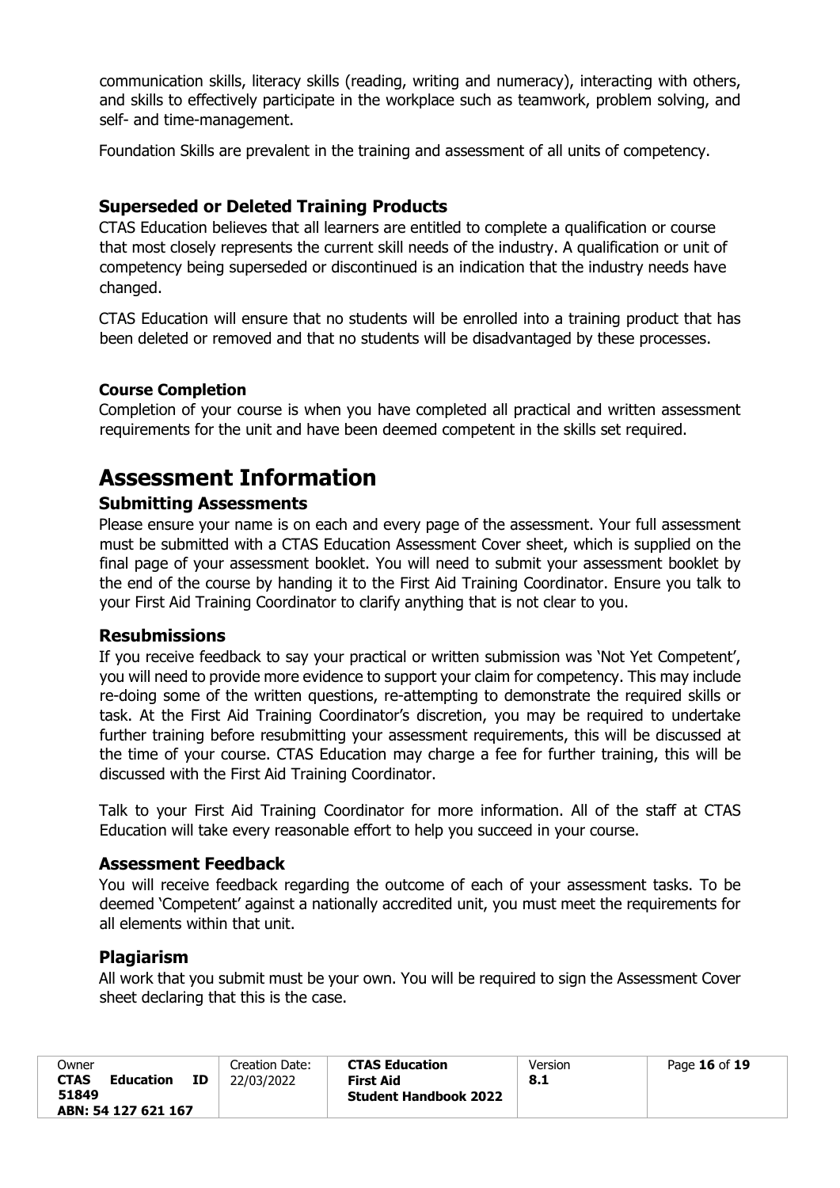communication skills, literacy skills (reading, writing and numeracy), interacting with others, and skills to effectively participate in the workplace such as teamwork, problem solving, and self- and time-management.

Foundation Skills are prevalent in the training and assessment of all units of competency.

### Superseded or Deleted Training Products

CTAS Education believes that all learners are entitled to complete a qualification or course that most closely represents the current skill needs of the industry. A qualification or unit of competency being superseded or discontinued is an indication that the industry needs have changed.

CTAS Education will ensure that no students will be enrolled into a training product that has been deleted or removed and that no students will be disadvantaged by these processes.

#### Course Completion

Completion of your course is when you have completed all practical and written assessment requirements for the unit and have been deemed competent in the skills set required.

## Assessment Information

### Submitting Assessments

Please ensure your name is on each and every page of the assessment. Your full assessment must be submitted with a CTAS Education Assessment Cover sheet, which is supplied on the final page of your assessment booklet. You will need to submit your assessment booklet by the end of the course by handing it to the First Aid Training Coordinator. Ensure you talk to your First Aid Training Coordinator to clarify anything that is not clear to you.

### Resubmissions

If you receive feedback to say your practical or written submission was 'Not Yet Competent', you will need to provide more evidence to support your claim for competency. This may include re-doing some of the written questions, re-attempting to demonstrate the required skills or task. At the First Aid Training Coordinator's discretion, you may be required to undertake further training before resubmitting your assessment requirements, this will be discussed at the time of your course. CTAS Education may charge a fee for further training, this will be discussed with the First Aid Training Coordinator.

Talk to your First Aid Training Coordinator for more information. All of the staff at CTAS Education will take every reasonable effort to help you succeed in your course.

### Assessment Feedback

You will receive feedback regarding the outcome of each of your assessment tasks. To be deemed 'Competent' against a nationally accredited unit, you must meet the requirements for all elements within that unit.

### Plagiarism

All work that you submit must be your own. You will be required to sign the Assessment Cover sheet declaring that this is the case.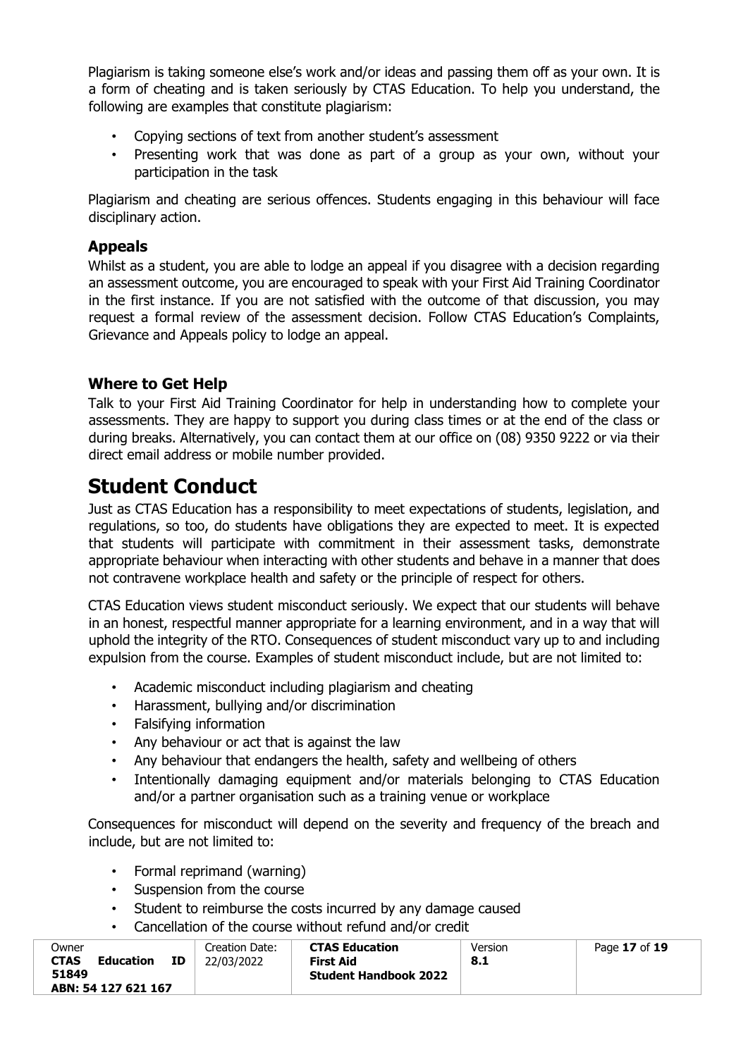Plagiarism is taking someone else's work and/or ideas and passing them off as your own. It is a form of cheating and is taken seriously by CTAS Education. To help you understand, the following are examples that constitute plagiarism:

- Copying sections of text from another student's assessment
- Presenting work that was done as part of a group as your own, without your participation in the task

Plagiarism and cheating are serious offences. Students engaging in this behaviour will face disciplinary action.

### Appeals

Whilst as a student, you are able to lodge an appeal if you disagree with a decision regarding an assessment outcome, you are encouraged to speak with your First Aid Training Coordinator in the first instance. If you are not satisfied with the outcome of that discussion, you may request a formal review of the assessment decision. Follow CTAS Education's Complaints, Grievance and Appeals policy to lodge an appeal.

### Where to Get Help

Talk to your First Aid Training Coordinator for help in understanding how to complete your assessments. They are happy to support you during class times or at the end of the class or during breaks. Alternatively, you can contact them at our office on (08) 9350 9222 or via their direct email address or mobile number provided.

# Student Conduct

Just as CTAS Education has a responsibility to meet expectations of students, legislation, and regulations, so too, do students have obligations they are expected to meet. It is expected that students will participate with commitment in their assessment tasks, demonstrate appropriate behaviour when interacting with other students and behave in a manner that does not contravene workplace health and safety or the principle of respect for others.

CTAS Education views student misconduct seriously. We expect that our students will behave in an honest, respectful manner appropriate for a learning environment, and in a way that will uphold the integrity of the RTO. Consequences of student misconduct vary up to and including expulsion from the course. Examples of student misconduct include, but are not limited to:

- Academic misconduct including plagiarism and cheating
- Harassment, bullying and/or discrimination
- Falsifying information
- Any behaviour or act that is against the law
- Any behaviour that endangers the health, safety and wellbeing of others
- Intentionally damaging equipment and/or materials belonging to CTAS Education and/or a partner organisation such as a training venue or workplace

Consequences for misconduct will depend on the severity and frequency of the breach and include, but are not limited to:

- Formal reprimand (warning)
- Suspension from the course
- Student to reimburse the costs incurred by any damage caused
- Cancellation of the course without refund and/or credit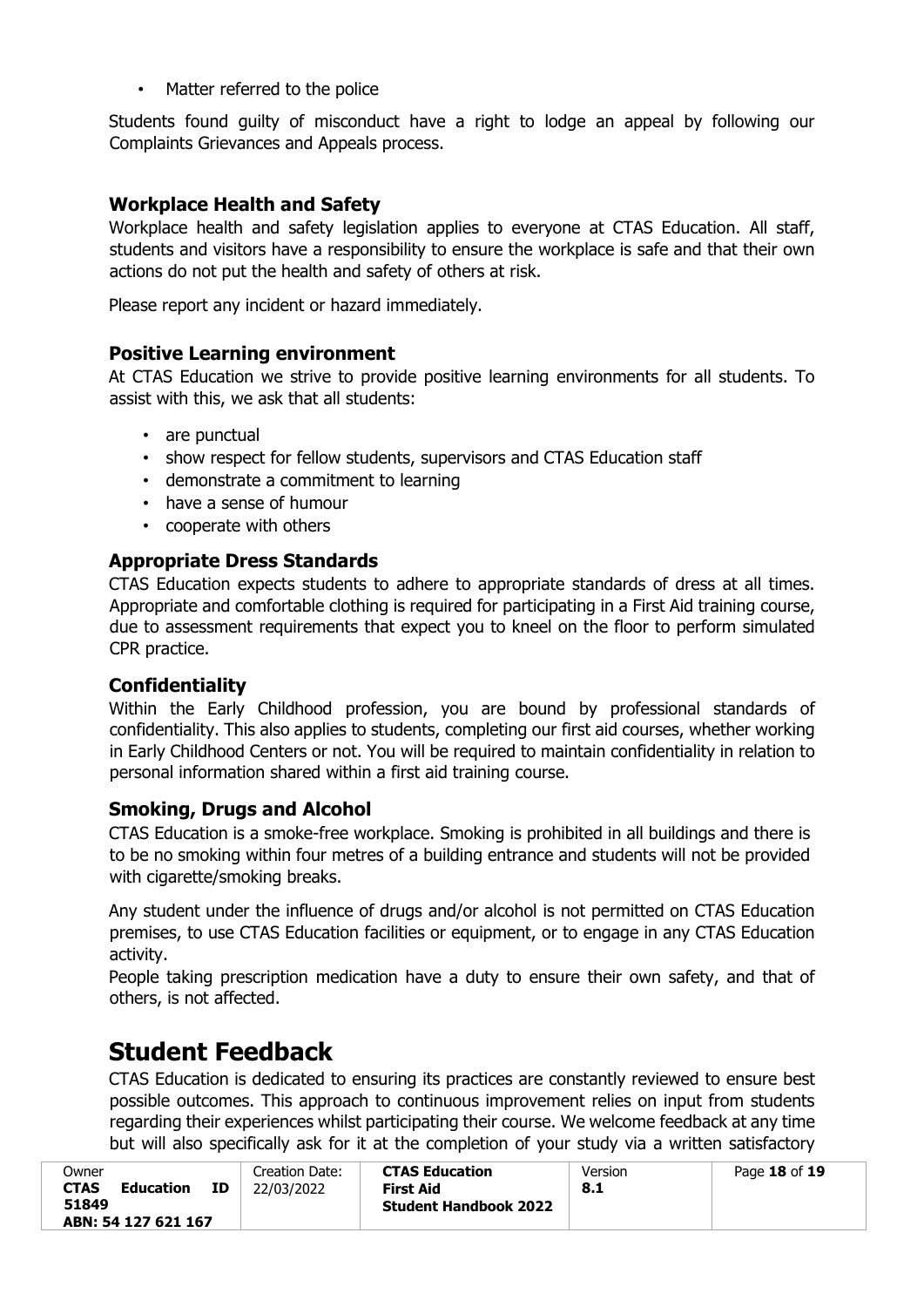- Matter referred to the police

Students found guilty of misconduct have a right to lodge an appeal by following our Complaints Grievances and Appeals process.

### Workplace Health and Safety

Workplace health and safety legislation applies to everyone at CTAS Education. All staff, students and visitors have a responsibility to ensure the workplace is safe and that their own actions do not put the health and safety of others at risk.

Please report any incident or hazard immediately.

### Positive Learning environment

At CTAS Education we strive to provide positive learning environments for all students. To assist with this, we ask that all students:

- are punctual
- show respect for fellow students, supervisors and CTAS Education staff
- demonstrate a commitment to learning
- have a sense of humour
- cooperate with others

### Appropriate Dress Standards

CTAS Education expects students to adhere to appropriate standards of dress at all times. Appropriate and comfortable clothing is required for participating in a First Aid training course, due to assessment requirements that expect you to kneel on the floor to perform simulated CPR practice.

### Confidentiality

Within the Early Childhood profession, you are bound by professional standards of confidentiality. This also applies to students, completing our first aid courses, whether working in Early Childhood Centers or not. You will be required to maintain confidentiality in relation to personal information shared within a first aid training course.

### Smoking, Drugs and Alcohol

CTAS Education is a smoke-free workplace. Smoking is prohibited in all buildings and there is to be no smoking within four metres of a building entrance and students will not be provided with cigarette/smoking breaks.

Any student under the influence of drugs and/or alcohol is not permitted on CTAS Education premises, to use CTAS Education facilities or equipment, or to engage in any CTAS Education activity.

People taking prescription medication have a duty to ensure their own safety, and that of others, is not affected.

# Student Feedback

CTAS Education is dedicated to ensuring its practices are constantly reviewed to ensure best possible outcomes. This approach to continuous improvement relies on input from students regarding their experiences whilst participating their course. We welcome feedback at any time but will also specifically ask for it at the completion of your study via a written satisfactory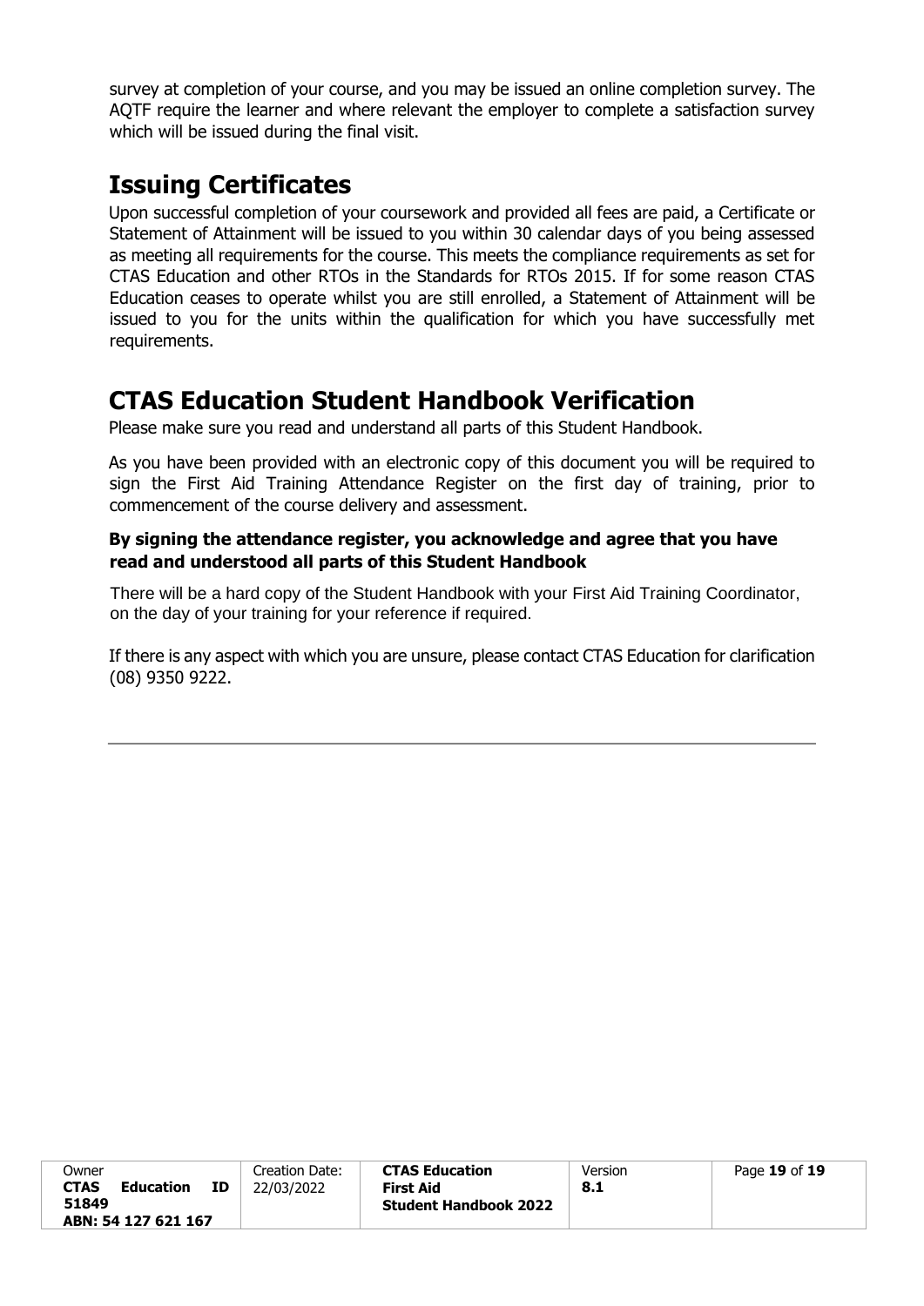survey at completion of your course, and you may be issued an online completion survey. The AQTF require the learner and where relevant the employer to complete a satisfaction survey which will be issued during the final visit.

## Issuing Certificates

Upon successful completion of your coursework and provided all fees are paid, a Certificate or Statement of Attainment will be issued to you within 30 calendar days of you being assessed as meeting all requirements for the course. This meets the compliance requirements as set for CTAS Education and other RTOs in the Standards for RTOs 2015. If for some reason CTAS Education ceases to operate whilst you are still enrolled, a Statement of Attainment will be issued to you for the units within the qualification for which you have successfully met requirements.

## CTAS Education Student Handbook Verification

Please make sure you read and understand all parts of this Student Handbook.

As you have been provided with an electronic copy of this document you will be required to sign the First Aid Training Attendance Register on the first day of training, prior to commencement of the course delivery and assessment.

**By signing the attendance register, you acknowledge and agree that you have read and understood all parts of this Student Handbook**

There will be a hard copy of the Student Handbook with your First Aid Training Coordinator, on the day of your training for your reference if required.

If there is any aspect with which you are unsure, please contact CTAS Education for clarification (08) 9350 9222.